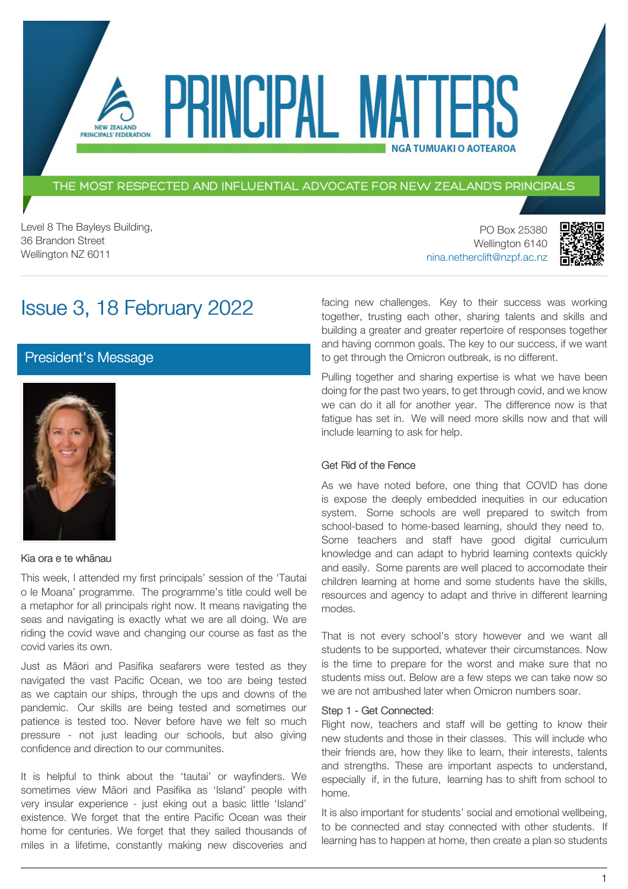# PRINCIPAL MATTERS

NEW ZEALAND PRINCIPALS' FEDERATION

NGĀ TUMUAKI O AOTEAROA

THE MOST RESPECTED AND INFLUENTIAL ADVOCATE FOR NEW ZEALAND'S PRINCIPALS

Level 8 The Bayleys Building,
36 Brandon Street
Wellington NZ 6011

PO Box 25380
Wellington 6140
nina.netherclift@nzpf.ac.nz

## Issue 3, 18 February 2022

## President's Message

Kia ora e te whānau

This week, I attended my first principals' session of the 'Tautai o le Moana' programme. The programme's title could well be a metaphor for all principals right now. It means navigating the seas and navigating is exactly what we are all doing. We are riding the covid wave and changing our course as fast as the covid varies its own.

Just as Māori and Pasifika seafarers were tested as they navigated the vast Pacific Ocean, we too are being tested as we captain our ships, through the ups and downs of the pandemic. Our skills are being tested and sometimes our patience is tested too. Never before have we felt so much pressure - not just leading our schools, but also giving confidence and direction to our communites.

It is helpful to think about the 'tautai' or wayfinders. We sometimes view Māori and Pasifika as 'Island' people with very insular experience - just eking out a basic little 'Island' existence. We forget that the entire Pacific Ocean was their home for centuries. We forget that they sailed thousands of miles in a lifetime, constantly making new discoveries and facing new challenges. Key to their success was working together, trusting each other, sharing talents and skills and building a greater and greater repertoire of responses together and having common goals. The key to our success, if we want to get through the Omicron outbreak, is no different.

Pulling together and sharing expertise is what we have been doing for the past two years, to get through covid, and we know we can do it all for another year. The difference now is that fatigue has set in. We will need more skills now and that will include learning to ask for help.

### Get Rid of the Fence

As we have noted before, one thing that COVID has done is expose the deeply embedded inequities in our education system. Some schools are well prepared to switch from school-based to home-based learning, should they need to. Some teachers and staff have good digital curriculum knowledge and can adapt to hybrid learning contexts quickly and easily. Some parents are well placed to accomodate their children learning at home and some students have the skills, resources and agency to adapt and thrive in different learning modes.

That is not every school's story however and we want all students to be supported, whatever their circumstances. Now is the time to prepare for the worst and make sure that no students miss out. Below are a few steps we can take now so we are not ambushed later when Omicron numbers soar.

Step 1 - Get Connected:

Right now, teachers and staff will be getting to know their new students and those in their classes. This will include who their friends are, how they like to learn, their interests, talents and strengths. These are important aspects to understand, especially if, in the future, learning has to shift from school to home.

It is also important for students' social and emotional wellbeing, to be connected and stay connected with other students. If learning has to happen at home, then create a plan so students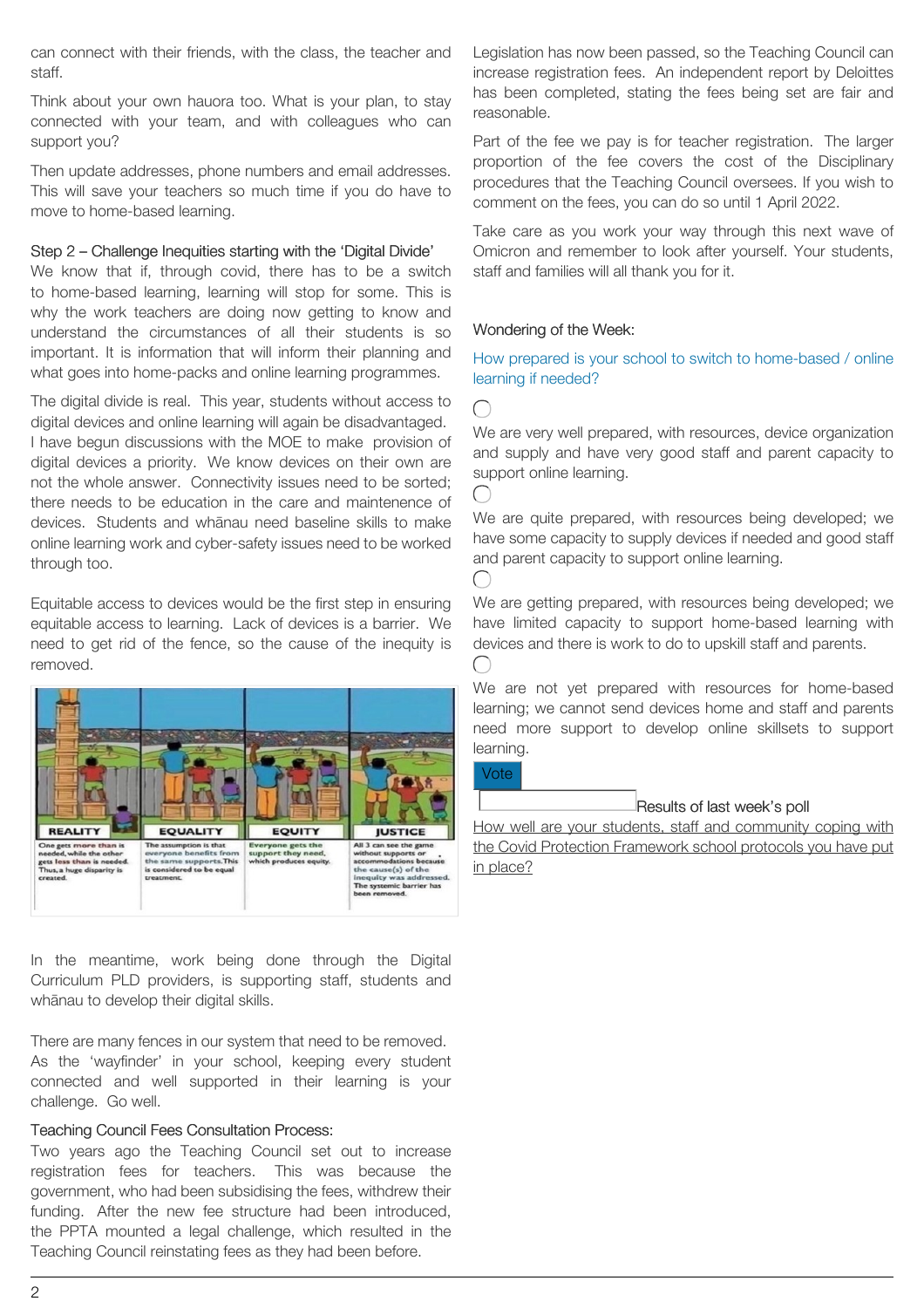can connect with their friends, with the class, the teacher and staff.

Think about your own hauora too. What is your plan, to stay connected with your team, and with colleagues who can support you?

Then update addresses, phone numbers and email addresses. This will save your teachers so much time if you do have to move to home-based learning.

### Step 2 – Challenge Inequities starting with the 'Digital Divide'

We know that if, through covid, there has to be a switch to home-based learning, learning will stop for some. This is why the work teachers are doing now getting to know and understand the circumstances of all their students is so important. It is information that will inform their planning and what goes into home-packs and online learning programmes.

The digital divide is real. This year, students without access to digital devices and online learning will again be disadvantaged. I have begun discussions with the MOE to make provision of digital devices a priority. We know devices on their own are not the whole answer. Connectivity issues need to be sorted; there needs to be education in the care and maintenence of devices. Students and whānau need baseline skills to make online learning work and cyber-safety issues need to be worked through too.

Equitable access to devices would be the first step in ensuring equitable access to learning. Lack of devices is a barrier. We need to get rid of the fence, so the cause of the inequity is removed.

REALITY
One gets more than is needed, while the other gets less than is needed. Thus, a huge disparity is created.

EQUALITY
The assumption is that everyone benefits from the same supports. This is considered to be equal treatment.

EQUITY
Everyone gets the support they need, which produces equity.

JUSTICE
All 3 can see the game without supports or accommodations because the cause(s) of the inequity was addressed. The systemic barrier has been removed.

In the meantime, work being done through the Digital Curriculum PLD providers, is supporting staff, students and whānau to develop their digital skills.

There are many fences in our system that need to be removed. As the 'wayfinder' in your school, keeping every student connected and well supported in their learning is your challenge. Go well.

### Teaching Council Fees Consultation Process:

Two years ago the Teaching Council set out to increase registration fees for teachers. This was because the government, who had been subsidising the fees, withdrew their funding. After the new fee structure had been introduced, the PPTA mounted a legal challenge, which resulted in the Teaching Council reinstating fees as they had been before.

Legislation has now been passed, so the Teaching Council can increase registration fees. An independent report by Deloittes has been completed, stating the fees being set are fair and reasonable.

Part of the fee we pay is for teacher registration. The larger proportion of the fee covers the cost of the Disciplinary procedures that the Teaching Council oversees. If you wish to comment on the fees, you can do so until 1 April 2022.

Take care as you work your way through this next wave of Omicron and remember to look after yourself. Your students, staff and families will all thank you for it.

### Wondering of the Week:

How prepared is your school to switch to home-based / online learning if needed?

- ◯ We are very well prepared, with resources, device organization and supply and have very good staff and parent capacity to support online learning.
- ◯ We are quite prepared, with resources being developed; we have some capacity to supply devices if needed and good staff and parent capacity to support online learning.
- ◯ We are getting prepared, with resources being developed; we have limited capacity to support home-based learning with devices and there is work to do to upskill staff and parents.
- ◯ We are not yet prepared with resources for home-based learning; we cannot send devices home and staff and parents need more support to develop online skillsets to support learning.

Vote

Results of last week's poll

How well are your students, staff and community coping with the Covid Protection Framework school protocols you have put in place?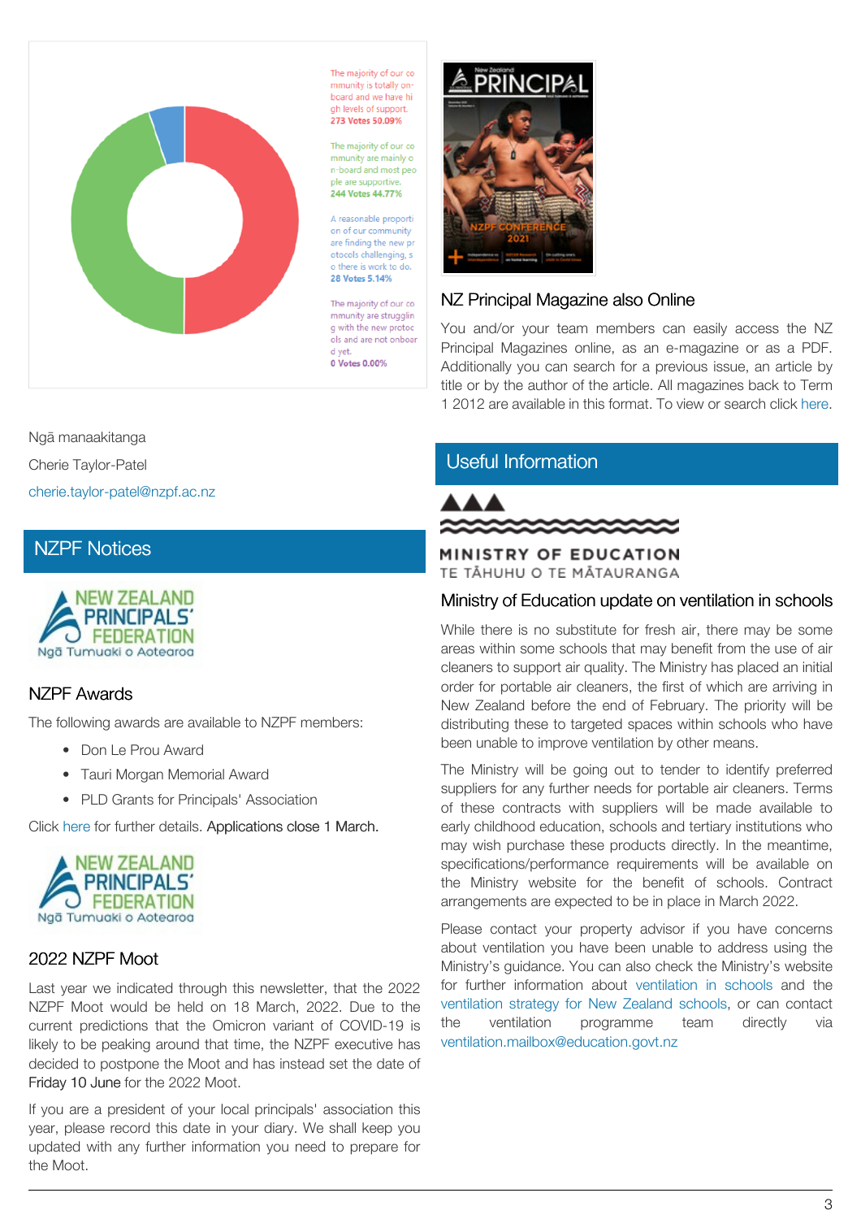The majority of our community is totally on-board and we have high levels of support.
273 Votes 50.09%

The majority of our community are mainly on-board and most people are supportive.
244 Votes 44.77%

A reasonable proportion of our community are finding the new protocols challenging, so there is work to do.
28 Votes 5.14%

The majority of our community are struggling with the new protocols and are not onboard yet.
0 Votes 0.00%

Ngā manaakitanga

Cherie Taylor-Patel

cherie.taylor-patel@nzpf.ac.nz

## NZPF Notices

NEW ZEALAND PRINCIPALS' FEDERATION
Ngā Tumuaki o Aotearoa

### NZPF Awards

The following awards are available to NZPF members:

- Don Le Prou Award
- Tauri Morgan Memorial Award
- PLD Grants for Principals' Association

Click here for further details. Applications close 1 March.

NEW ZEALAND PRINCIPALS' FEDERATION
Ngā Tumuaki o Aotearoa

### 2022 NZPF Moot

Last year we indicated through this newsletter, that the 2022 NZPF Moot would be held on 18 March, 2022. Due to the current predictions that the Omicron variant of COVID-19 is likely to be peaking around that time, the NZPF executive has decided to postpone the Moot and has instead set the date of Friday 10 June for the 2022 Moot.

If you are a president of your local principals' association this year, please record this date in your diary. We shall keep you updated with any further information you need to prepare for the Moot.

### NZ Principal Magazine also Online

You and/or your team members can easily access the NZ Principal Magazines online, as an e-magazine or as a PDF. Additionally you can search for a previous issue, an article by title or by the author of the article. All magazines back to Term 1 2012 are available in this format. To view or search click here.

## Useful Information

MINISTRY OF EDUCATION
TE TĀHUHU O TE MĀTAURANGA

### Ministry of Education update on ventilation in schools

While there is no substitute for fresh air, there may be some areas within some schools that may benefit from the use of air cleaners to support air quality. The Ministry has placed an initial order for portable air cleaners, the first of which are arriving in New Zealand before the end of February. The priority will be distributing these to targeted spaces within schools who have been unable to improve ventilation by other means.

The Ministry will be going out to tender to identify preferred suppliers for any further needs for portable air cleaners. Terms of these contracts with suppliers will be made available to early childhood education, schools and tertiary institutions who may wish purchase these products directly. In the meantime, specifications/performance requirements will be available on the Ministry website for the benefit of schools. Contract arrangements are expected to be in place in March 2022.

Please contact your property advisor if you have concerns about ventilation you have been unable to address using the Ministry's guidance. You can also check the Ministry's website for further information about ventilation in schools and the ventilation strategy for New Zealand schools, or can contact the ventilation programme team directly via ventilation.mailbox@education.govt.nz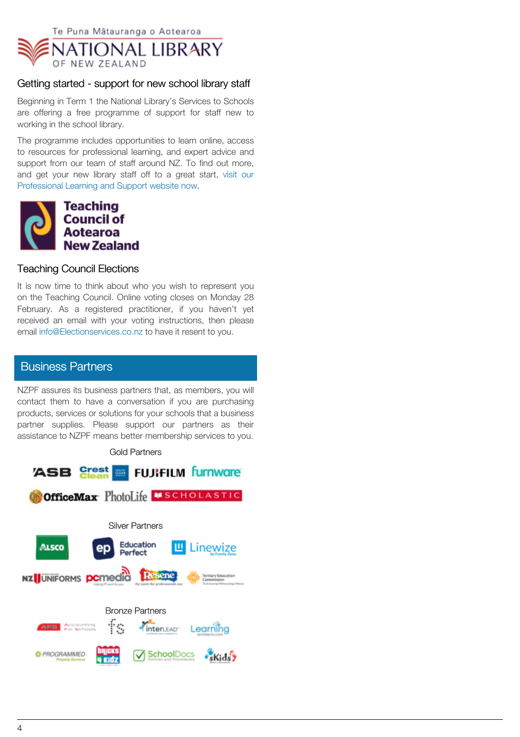Te Puna Mātauranga o Aotearoa
NATIONAL LIBRARY
OF NEW ZEALAND

## Getting started - support for new school library staff

Beginning in Term 1 the National Library's Services to Schools are offering a free programme of support for staff new to working in the school library.

The programme includes opportunities to learn online, access to resources for professional learning, and expert advice and support from our team of staff around NZ. To find out more, and get your new library staff off to a great start, visit our Professional Learning and Support website now.

Teaching Council of Aotearoa New Zealand

## Teaching Council Elections

It is now time to think about who you wish to represent you on the Teaching Council. Online voting closes on Monday 28 February. As a registered practitioner, if you haven't yet received an email with your voting instructions, then please email info@Electionservices.co.nz to have it resent to you.

## Business Partners

NZPF assures its business partners that, as members, you will contact them to have a conversation if you are purchasing products, services or solutions for your schools that a business partner supplies. Please support our partners as their assistance to NZPF means better membership services to you.

Gold Partners

ASB, Crest Clean, FUJIFILM, furnware, OfficeMax, PhotoLife, SCHOLASTIC

Silver Partners

ALSCO, Education Perfect, Linewize, NZ UNIFORMS, pcmedia, Resene, Tertiary Education Commission

Bronze Partners

AFS Accounting For Schools, fs, interLEAD, Learning architects.com, PROGRAMMED Property Services, Bricks 4 Kidz, SchoolDocs, sKids